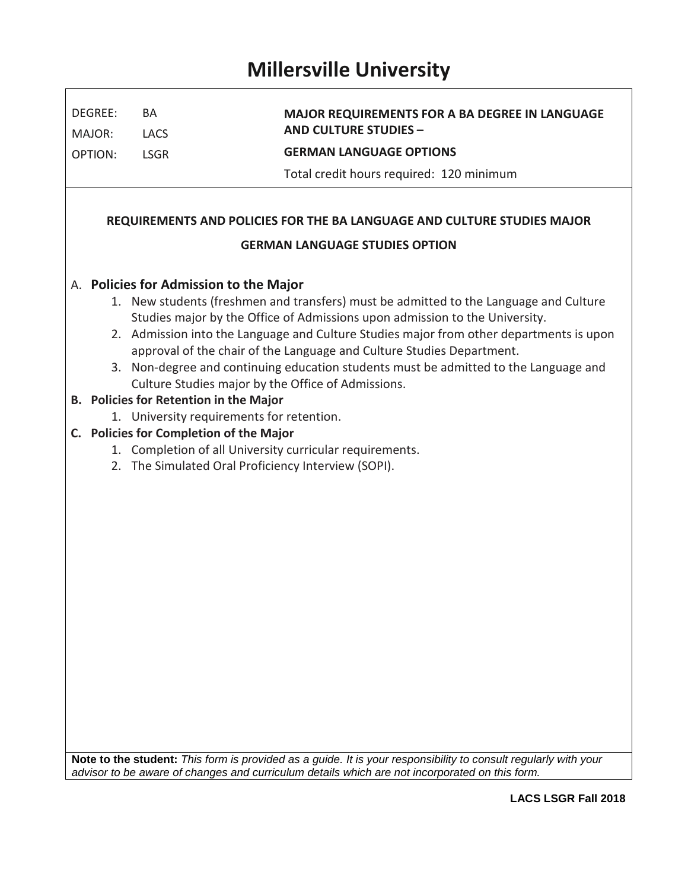# Millersville University

| DEGREE: | BA | MAJOR REQUIREMENTS FOR A BA DEGREE IN LANGUAGE AND CULTURE STUDIES – |
|---|---|---|
| MAJOR: | LACS | |
| OPTION: | LSGR | GERMAN LANGUAGE OPTIONS |
| | | Total credit hours required: 120 minimum |

## REQUIREMENTS AND POLICIES FOR THE BA LANGUAGE AND CULTURE STUDIES MAJOR

## GERMAN LANGUAGE STUDIES OPTION

A. **Policies for Admission to the Major**

1. New students (freshmen and transfers) must be admitted to the Language and Culture Studies major by the Office of Admissions upon admission to the University.
2. Admission into the Language and Culture Studies major from other departments is upon approval of the chair of the Language and Culture Studies Department.
3. Non-degree and continuing education students must be admitted to the Language and Culture Studies major by the Office of Admissions.

**B. Policies for Retention in the Major**

1. University requirements for retention.

**C. Policies for Completion of the Major**

1. Completion of all University curricular requirements.
2. The Simulated Oral Proficiency Interview (SOPI).

**Note to the student:** *This form is provided as a guide. It is your responsibility to consult regularly with your advisor to be aware of changes and curriculum details which are not incorporated on this form.*

**LACS LSGR Fall 2018**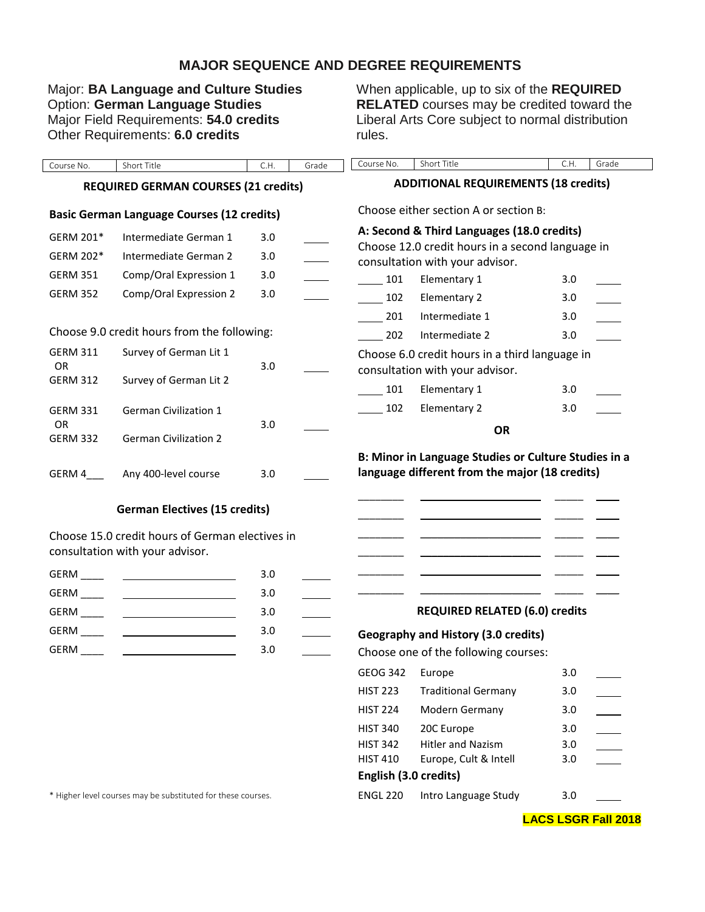# MAJOR SEQUENCE AND DEGREE REQUIREMENTS

Major: **BA Language and Culture Studies**
Option: **German Language Studies**
Major Field Requirements: **54.0 credits**
Other Requirements: **6.0 credits**

When applicable, up to six of the **REQUIRED RELATED** courses may be credited toward the Liberal Arts Core subject to normal distribution rules.

## REQUIRED GERMAN COURSES (21 credits)

### Basic German Language Courses (12 credits)

| Course No. | Short Title | C.H. | Grade |
|---|---|---|---|
| GERM 201* | Intermediate German 1 | 3.0 | ____ |
| GERM 202* | Intermediate German 2 | 3.0 | ____ |
| GERM 351 | Comp/Oral Expression 1 | 3.0 | ____ |
| GERM 352 | Comp/Oral Expression 2 | 3.0 | ____ |

Choose 9.0 credit hours from the following:

| Course No. | Short Title | C.H. | Grade |
|---|---|---|---|
| GERM 311 OR GERM 312 | Survey of German Lit 1 / Survey of German Lit 2 | 3.0 | ____ |
| GERM 331 OR GERM 332 | German Civilization 1 / German Civilization 2 | 3.0 | ____ |
| GERM 4___ | Any 400-level course | 3.0 | ____ |

### German Electives (15 credits)

Choose 15.0 credit hours of German electives in consultation with your advisor.

| Course No. | Short Title | C.H. | Grade |
|---|---|---|---|
| GERM ____ | ____________ | 3.0 | ____ |
| GERM ____ | ____________ | 3.0 | ____ |
| GERM ____ | ____________ | 3.0 | ____ |
| GERM ____ | ____________ | 3.0 | ____ |
| GERM ____ | ____________ | 3.0 | ____ |

\* Higher level courses may be substituted for these courses.

## ADDITIONAL REQUIREMENTS (18 credits)

Choose either section A or section B:

**A: Second & Third Languages (18.0 credits)**

Choose 12.0 credit hours in a second language in consultation with your advisor.

| Course No. | Short Title | C.H. | Grade |
|---|---|---|---|
| ____ 101 | Elementary 1 | 3.0 | ____ |
| ____ 102 | Elementary 2 | 3.0 | ____ |
| ____ 201 | Intermediate 1 | 3.0 | ____ |
| ____ 202 | Intermediate 2 | 3.0 | ____ |

Choose 6.0 credit hours in a third language in consultation with your advisor.

| Course No. | Short Title | C.H. | Grade |
|---|---|---|---|
| ____ 101 | Elementary 1 | 3.0 | ____ |
| ____ 102 | Elementary 2 | 3.0 | ____ |

**OR**

**B: Minor in Language Studies or Culture Studies in a language different from the major (18 credits)**

| Course No. | Short Title | C.H. | Grade |
|---|---|---|---|
| ______ | ____________ | ____ | ____ |
| ______ | ____________ | ____ | ____ |
| ______ | ____________ | ____ | ____ |
| ______ | ____________ | ____ | ____ |
| ______ | ____________ | ____ | ____ |
| ______ | ____________ | ____ | ____ |

## REQUIRED RELATED (6.0) credits

**Geography and History (3.0 credits)**

Choose one of the following courses:

| Course No. | Short Title | C.H. | Grade |
|---|---|---|---|
| GEOG 342 | Europe | 3.0 | ____ |
| HIST 223 | Traditional Germany | 3.0 | ____ |
| HIST 224 | Modern Germany | 3.0 | ____ |
| HIST 340 | 20C Europe | 3.0 | ____ |
| HIST 342 | Hitler and Nazism | 3.0 | ____ |
| HIST 410 | Europe, Cult & Intell | 3.0 | ____ |

**English (3.0 credits)**

| Course No. | Short Title | C.H. | Grade |
|---|---|---|---|
| ENGL 220 | Intro Language Study | 3.0 | ____ |

**LACS LSGR Fall 2018**